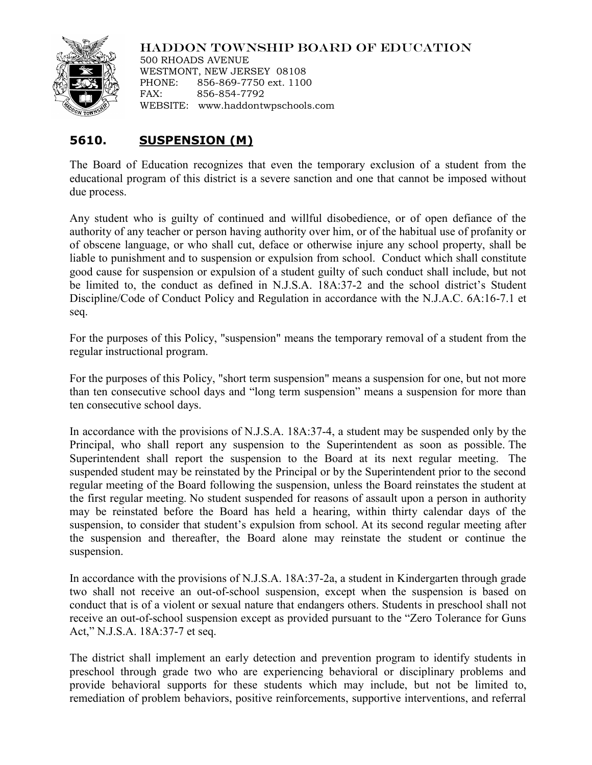HADDON TOWNSHIP BOARD OF EDUCATION
500 RHOADS AVENUE
WESTMONT, NEW JERSEY 08108
PHONE: 856-869-7750 ext. 1100
FAX: 856-854-7792
WEBSITE: www.haddontwpschools.com

# 5610. SUSPENSION (M)

The Board of Education recognizes that even the temporary exclusion of a student from the educational program of this district is a severe sanction and one that cannot be imposed without due process.

Any student who is guilty of continued and willful disobedience, or of open defiance of the authority of any teacher or person having authority over him, or of the habitual use of profanity or of obscene language, or who shall cut, deface or otherwise injure any school property, shall be liable to punishment and to suspension or expulsion from school. Conduct which shall constitute good cause for suspension or expulsion of a student guilty of such conduct shall include, but not be limited to, the conduct as defined in N.J.S.A. 18A:37-2 and the school district's Student Discipline/Code of Conduct Policy and Regulation in accordance with the N.J.A.C. 6A:16-7.1 et seq.

For the purposes of this Policy, "suspension" means the temporary removal of a student from the regular instructional program.

For the purposes of this Policy, "short term suspension" means a suspension for one, but not more than ten consecutive school days and "long term suspension" means a suspension for more than ten consecutive school days.

In accordance with the provisions of N.J.S.A. 18A:37-4, a student may be suspended only by the Principal, who shall report any suspension to the Superintendent as soon as possible. The Superintendent shall report the suspension to the Board at its next regular meeting. The suspended student may be reinstated by the Principal or by the Superintendent prior to the second regular meeting of the Board following the suspension, unless the Board reinstates the student at the first regular meeting. No student suspended for reasons of assault upon a person in authority may be reinstated before the Board has held a hearing, within thirty calendar days of the suspension, to consider that student's expulsion from school. At its second regular meeting after the suspension and thereafter, the Board alone may reinstate the student or continue the suspension.

In accordance with the provisions of N.J.S.A. 18A:37-2a, a student in Kindergarten through grade two shall not receive an out-of-school suspension, except when the suspension is based on conduct that is of a violent or sexual nature that endangers others. Students in preschool shall not receive an out-of-school suspension except as provided pursuant to the "Zero Tolerance for Guns Act," N.J.S.A. 18A:37-7 et seq.

The district shall implement an early detection and prevention program to identify students in preschool through grade two who are experiencing behavioral or disciplinary problems and provide behavioral supports for these students which may include, but not be limited to, remediation of problem behaviors, positive reinforcements, supportive interventions, and referral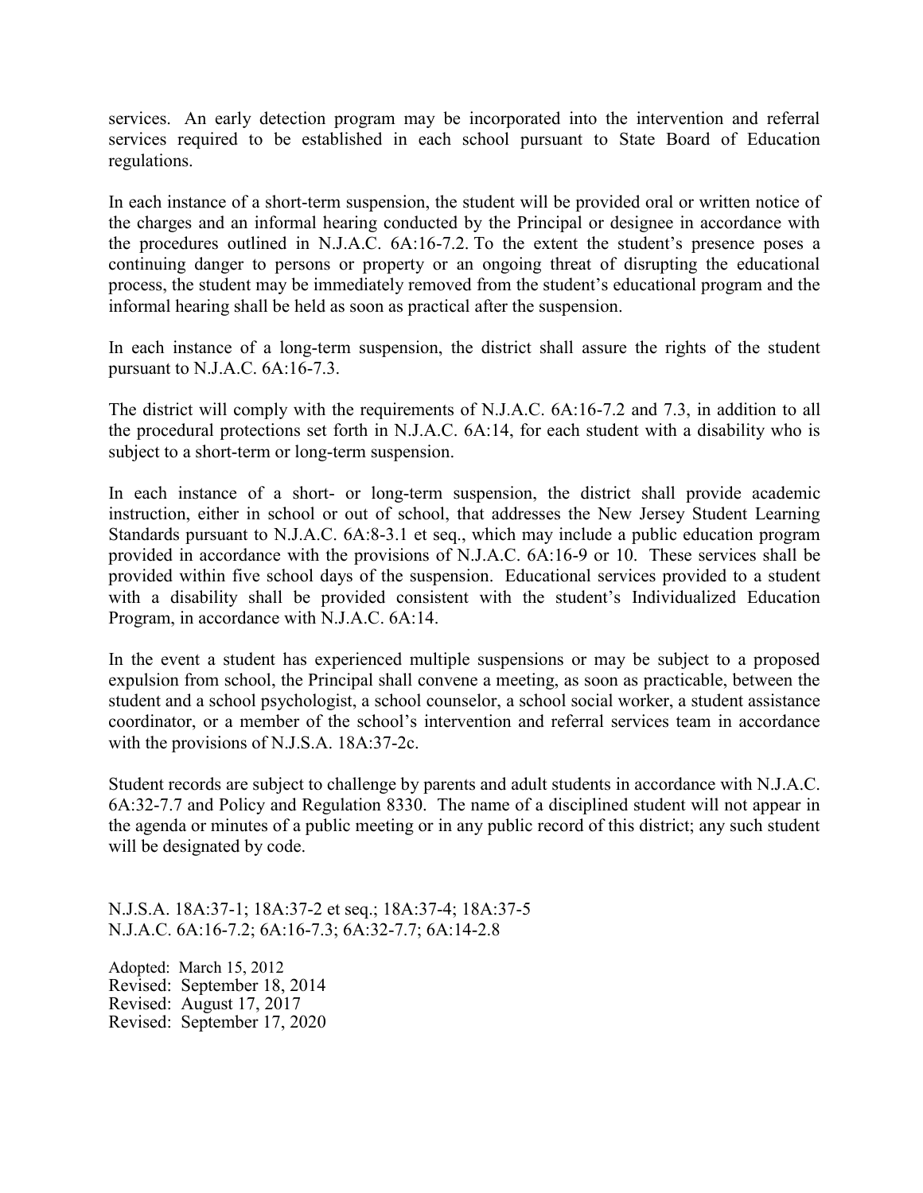services. An early detection program may be incorporated into the intervention and referral services required to be established in each school pursuant to State Board of Education regulations.

In each instance of a short-term suspension, the student will be provided oral or written notice of the charges and an informal hearing conducted by the Principal or designee in accordance with the procedures outlined in N.J.A.C. 6A:16-7.2. To the extent the student's presence poses a continuing danger to persons or property or an ongoing threat of disrupting the educational process, the student may be immediately removed from the student's educational program and the informal hearing shall be held as soon as practical after the suspension.

In each instance of a long-term suspension, the district shall assure the rights of the student pursuant to N.J.A.C. 6A:16-7.3.

The district will comply with the requirements of N.J.A.C. 6A:16-7.2 and 7.3, in addition to all the procedural protections set forth in N.J.A.C. 6A:14, for each student with a disability who is subject to a short-term or long-term suspension.

In each instance of a short- or long-term suspension, the district shall provide academic instruction, either in school or out of school, that addresses the New Jersey Student Learning Standards pursuant to N.J.A.C. 6A:8-3.1 et seq., which may include a public education program provided in accordance with the provisions of N.J.A.C. 6A:16-9 or 10. These services shall be provided within five school days of the suspension. Educational services provided to a student with a disability shall be provided consistent with the student's Individualized Education Program, in accordance with N.J.A.C. 6A:14.

In the event a student has experienced multiple suspensions or may be subject to a proposed expulsion from school, the Principal shall convene a meeting, as soon as practicable, between the student and a school psychologist, a school counselor, a school social worker, a student assistance coordinator, or a member of the school's intervention and referral services team in accordance with the provisions of N.J.S.A. 18A:37-2c.

Student records are subject to challenge by parents and adult students in accordance with N.J.A.C. 6A:32-7.7 and Policy and Regulation 8330. The name of a disciplined student will not appear in the agenda or minutes of a public meeting or in any public record of this district; any such student will be designated by code.

N.J.S.A. 18A:37-1; 18A:37-2 et seq.; 18A:37-4; 18A:37-5
N.J.A.C. 6A:16-7.2; 6A:16-7.3; 6A:32-7.7; 6A:14-2.8

Adopted: March 15, 2012
Revised: September 18, 2014
Revised: August 17, 2017
Revised: September 17, 2020